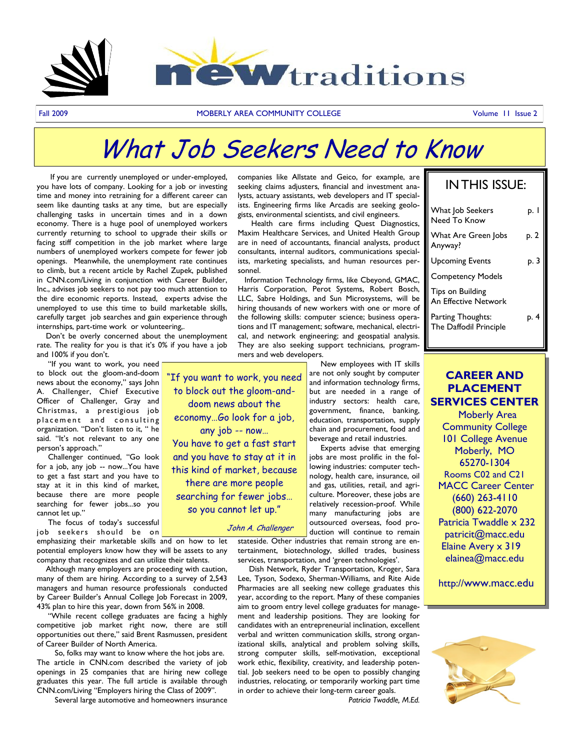# newtraditions

Fall 2009 | MOBERLY AREA COMMUNITY COLLEGE | Volume 11 Issue 2

# What Job Seekers Need to Know

If you are currently unemployed or under-employed, you have lots of company. Looking for a job or investing time and money into retraining for a different career can seem like daunting tasks at any time, but are especially challenging tasks in uncertain times and in a down economy. There is a huge pool of unemployed workers currently returning to school to upgrade their skills or facing stiff competition in the job market where large numbers of unemployed workers compete for fewer job openings. Meanwhile, the unemployment rate continues to climb, but a recent article by Rachel Zupek, published in CNN.com/Living in conjunction with Career Builder, Inc., advises job seekers to not pay too much attention to the dire economic reports. Instead, experts advise the unemployed to use this time to build marketable skills, carefully target job searches and gain experience through internships, part-time work or volunteering,.

Don't be overly concerned about the unemployment rate. The reality for you is that it's 0% if you have a job and 100% if you don't.

"If you want to work, you need to block out the gloom-and-doom news about the economy," says John A. Challenger, Chief Executive Officer of Challenger, Gray and Christmas, a prestigious job placement and consulting organization. "Don't listen to it, " he said. "It's not relevant to any one person's approach."

Challenger continued, "Go look for a job, any job -- now...You have to get a fast start and you have to stay at it in this kind of market, because there are more people searching for fewer jobs...so you cannot let up."

> "If you want to work, you need to block out the gloom-and-doom news about the economy…Go look for a job, any job -- now… You have to get a fast start and you have to stay at it in this kind of market, because there are more people searching for fewer jobs… so you cannot let up."
>
> *John A. Challenger*

The focus of today's successful job seekers should be on emphasizing their marketable skills and on how to let potential employers know how they will be assets to any company that recognizes and can utilize their talents.

Although many employers are proceeding with caution, many of them are hiring. According to a survey of 2,543 managers and human resource professionals conducted by Career Builder's Annual College Job Forecast in 2009, 43% plan to hire this year, down from 56% in 2008.

"While recent college graduates are facing a highly competitive job market right now, there are still opportunities out there," said Brent Rasmussen, president of Career Builder of North America.

So, folks may want to know where the hot jobs are. The article in CNN.com described the variety of job openings in 25 companies that are hiring new college graduates this year. The full article is available through CNN.com/Living "Employers hiring the Class of 2009".

Several large automotive and homeowners insurance companies like Allstate and Geico, for example, are seeking claims adjusters, financial and investment analysts, actuary assistants, web developers and IT specialists. Engineering firms like Arcadis are seeking geologists, environmental scientists, and civil engineers.

Health care firms including Quest Diagnostics, Maxim Healthcare Services, and United Health Group are in need of accountants, financial analysts, product consultants, internal auditors, communications specialists, marketing specialists, and human resources personnel.

Information Technology firms, like Cbeyond, GMAC, Harris Corporation, Perot Systems, Robert Bosch, LLC, Sabre Holdings, and Sun Microsystems, will be hiring thousands of new workers with one or more of the following skills: computer science; business operations and IT management; software, mechanical, electrical, and network engineering; and geospatial analysis. They are also seeking support technicians, programmers and web developers.

New employees with IT skills are not only sought by computer and information technology firms, but are needed in a range of industry sectors: health care, government, finance, banking, education, transportation, supply chain and procurement, food and beverage and retail industries.

Experts advise that emerging jobs are most prolific in the following industries: computer technology, health care, insurance, oil and gas, utilities, retail, and agriculture. Moreover, these jobs are relatively recession-proof. While many manufacturing jobs are outsourced overseas, food production will continue to remain stateside. Other industries that remain strong are entertainment, biotechnology, skilled trades, business services, transportation, and 'green technologies'.

Dish Network, Ryder Transportation, Kroger, Sara Lee, Tyson, Sodexo, Sherman-Williams, and Rite Aide Pharmacies are all seeking new college graduates this year, according to the report. Many of these companies aim to groom entry level college graduates for management and leadership positions. They are looking for candidates with an entrepreneurial inclination, excellent verbal and written communication skills, strong organizational skills, analytical and problem solving skills, strong computer skills, self-motivation, exceptional work ethic, flexibility, creativity, and leadership potential. Job seekers need to be open to possibly changing industries, relocating, or temporarily working part time in order to achieve their long-term career goals.

*Patricia Twaddle, M.Ed.*

## IN THIS ISSUE:

| | |
|---|---|
| What Job Seekers Need To Know | p. 1 |
| What Are Green Jobs Anyway? | p. 2 |
| Upcoming Events | p. 3 |
| Competency Models | |
| Tips on Building An Effective Network | |
| Parting Thoughts: The Daffodil Principle | p. 4 |

## CAREER AND PLACEMENT SERVICES CENTER

Moberly Area Community College
101 College Avenue
Moberly, MO 65270-1304
Rooms C02 and C21
MACC Career Center
(660) 263-4110
(800) 622-2070
Patricia Twaddle x 232
patricit@macc.edu
Elaine Avery x 319
elainea@macc.edu

http://www.macc.edu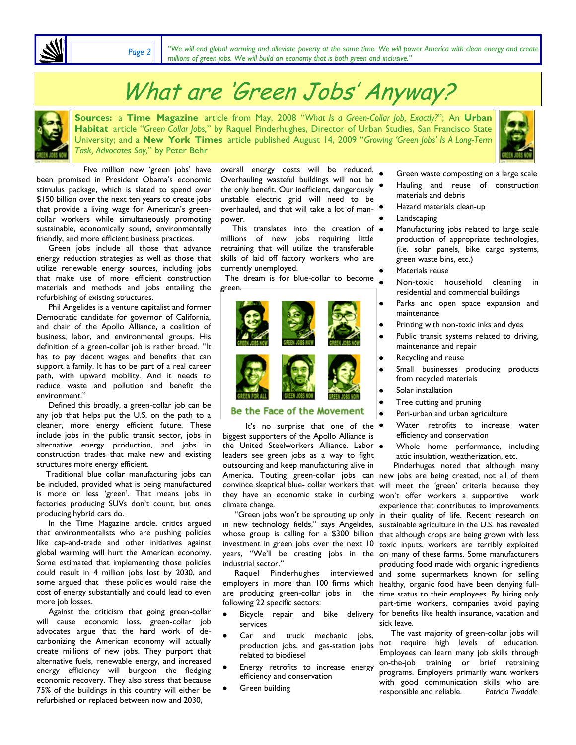*"We will end global warming and alleviate poverty at the same time. We will power America with clean energy and create millions of green jobs. We will build an economy that is both green and inclusive."*

# What are 'Green Jobs' Anyway?

**Sources:** a **Time Magazine** article from May, 2008 "*What Is a Green-Collar Job, Exactly?*"; An **Urban Habitat** article "*Green Collar Jobs,*" by Raquel Pinderhughes, Director of Urban Studies, San Francisco State University; and a **New York Times** article published August 14, 2009 "*Growing 'Green Jobs' Is A Long-Term Task, Advocates Say,*" by Peter Behr

Five million new 'green jobs' have been promised in President Obama's economic stimulus package, which is slated to spend over $150 billion over the next ten years to create jobs that provide a living wage for American's green-collar workers while simultaneously promoting sustainable, economically sound, environmentally friendly, and more efficient business practices.

Green jobs include all those that advance energy reduction strategies as well as those that utilize renewable energy sources, including jobs that make use of more efficient construction materials and methods and jobs entailing the refurbishing of existing structures.

Phil Angelides is a venture capitalist and former Democratic candidate for governor of California, and chair of the Apollo Alliance, a coalition of business, labor, and environmental groups. His definition of a green-collar job is rather broad. "It has to pay decent wages and benefits that can support a family. It has to be part of a real career path, with upward mobility. And it needs to reduce waste and pollution and benefit the environment."

Defined this broadly, a green-collar job can be any job that helps put the U.S. on the path to a cleaner, more energy efficient future. These include jobs in the public transit sector, jobs in alternative energy production, and jobs in construction trades that make new and existing structures more energy efficient.

Traditional blue collar manufacturing jobs can be included, provided what is being manufactured is more or less 'green'. That means jobs in factories producing SUVs don't count, but ones producing hybrid cars do.

In the Time Magazine article, critics argued that environmentalists who are pushing policies like cap-and-trade and other initiatives against global warming will hurt the American economy. Some estimated that implementing those policies could result in 4 million jobs lost by 2030, and some argued that these policies would raise the cost of energy substantially and could lead to even more job losses.

Against the criticism that going green-collar will cause economic loss, green-collar job advocates argue that the hard work of de-carbonizing the American economy will actually create millions of new jobs. They purport that alternative fuels, renewable energy, and increased energy efficiency will burgeon the fledging economic recovery. They also stress that because 75% of the buildings in this country will either be refurbished or replaced between now and 2030, overall energy costs will be reduced. Overhauling wasteful buildings will not be the only benefit. Our inefficient, dangerously unstable electric grid will need to be overhauled, and that will take a lot of man-power.

This translates into the creation of millions of new jobs requiring little retraining that will utilize the transferable skills of laid off factory workers who are currently unemployed.

The dream is for blue-collar to become green.

Be the Face of the Movement

It's no surprise that one of the biggest supporters of the Apollo Alliance is the United Steelworkers Alliance. Labor leaders see green jobs as a way to fight outsourcing and keep manufacturing alive in America. Touting green-collar jobs can convince skeptical blue- collar workers that they have an economic stake in curbing climate change.

"Green jobs won't be sprouting up only in new technology fields," says Angelides, whose group is calling for a $300 billion investment in green jobs over the next 10 years, "We'll be creating jobs in the industrial sector."

Raquel Pinderhughes interviewed employers in more than 100 firms which are producing green-collar jobs in the following 22 specific sectors:

- Bicycle repair and bike delivery services
- Car and truck mechanic jobs, production jobs, and gas-station jobs related to biodiesel
- Energy retrofits to increase energy efficiency and conservation
- Green building
- Green waste composting on a large scale
- Hauling and reuse of construction materials and debris
- Hazard materials clean-up
- Landscaping
- Manufacturing jobs related to large scale production of appropriate technologies, (i.e. solar panels, bike cargo systems, green waste bins, etc.)
- Materials reuse
- Non-toxic household cleaning in residential and commercial buildings
- Parks and open space expansion and maintenance
- Printing with non-toxic inks and dyes
- Public transit systems related to driving, maintenance and repair
- Recycling and reuse
- Small businesses producing products from recycled materials
- Solar installation
- Tree cutting and pruning
- Peri-urban and urban agriculture
- Water retrofits to increase water efficiency and conservation
- Whole home performance, including attic insulation, weatherization, etc.

Pinderhuges noted that although many new jobs are being created, not all of them will meet the 'green' criteria because they won't offer workers a supportive work environment that contributes to improvements in their quality of life. Recent research on sustainable agriculture in the U.S. has revealed that although crops are being grown with less toxic inputs, workers are terribly exploited on many of these farms. Some manufacturers producing food made with organic ingredients and some supermarkets known for selling healthy, organic food have been denying full-time status to their employees. By hiring only part-time workers, companies avoid paying for benefits like health insurance, vacation and sick leave.

The vast majority of green-collar jobs will not require high levels of education. Employees can learn many job skills through on-the-job training or brief retraining programs. Employers primarily want workers with good communication skills who are responsible and reliable. *Patricia Twaddle*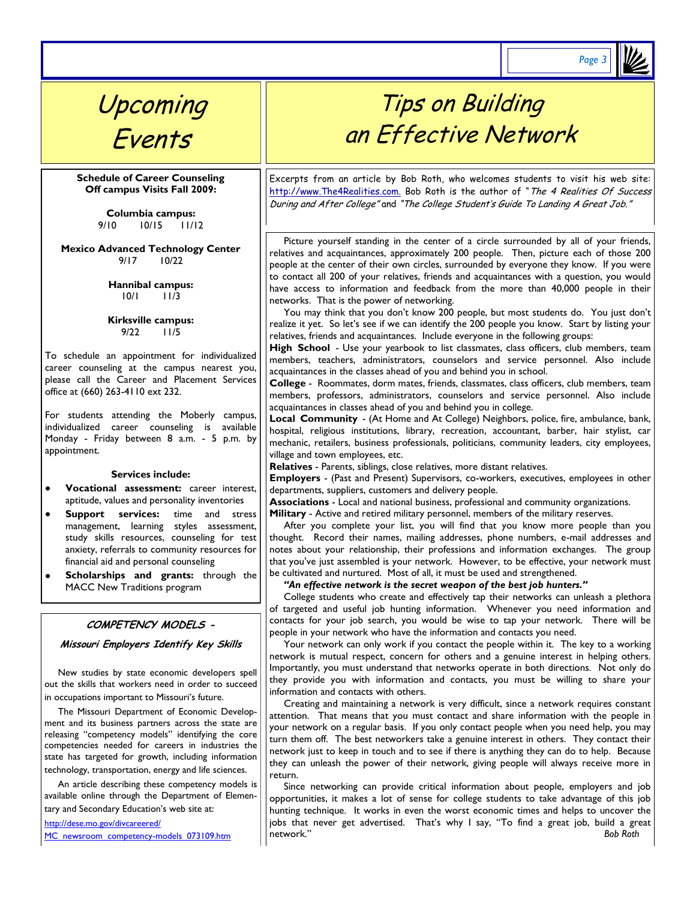# Upcoming Events

**Schedule of Career Counseling Off campus Visits Fall 2009:**

**Columbia campus:**
9/10 10/15 11/12

**Mexico Advanced Technology Center**
9/17 10/22

**Hannibal campus:**
10/1 11/3

**Kirksville campus:**
9/22 11/5

To schedule an appointment for individualized career counseling at the campus nearest you, please call the Career and Placement Services office at (660) 263-4110 ext 232.

For students attending the Moberly campus, individualized career counseling is available Monday - Friday between 8 a.m. - 5 p.m. by appointment.

**Services include:**

- **Vocational assessment:** career interest, aptitude, values and personality inventories
- **Support services:** time and stress management, learning styles assessment, study skills resources, counseling for test anxiety, referrals to community resources for financial aid and personal counseling
- **Scholarships and grants:** through the MACC New Traditions program

## COMPETENCY MODELS - Missouri Employers Identify Key Skills

New studies by state economic developers spell out the skills that workers need in order to succeed in occupations important to Missouri's future.

The Missouri Department of Economic Development and its business partners across the state are releasing "competency models" identifying the core competencies needed for careers in industries the state has targeted for growth, including information technology, transportation, energy and life sciences.

An article describing these competency models is available online through the Department of Elementary and Secondary Education's web site at:

http://dese.mo.gov/divcareered/MC_newsroom_competency-models_073109.htm

# Tips on Building an Effective Network

Excerpts from an article by Bob Roth, who welcomes students to visit his web site: http://www.The4Realities.com. Bob Roth is the author of "*The 4 Realities Of Success During and After College*" and "*The College Student's Guide To Landing A Great Job.*"

Picture yourself standing in the center of a circle surrounded by all of your friends, relatives and acquaintances, approximately 200 people. Then, picture each of those 200 people at the center of their own circles, surrounded by everyone they know. If you were to contact all 200 of your relatives, friends and acquaintances with a question, you would have access to information and feedback from the more than 40,000 people in their networks. That is the power of networking.

You may think that you don't know 200 people, but most students do. You just don't realize it yet. So let's see if we can identify the 200 people you know. Start by listing your relatives, friends and acquaintances. Include everyone in the following groups:

**High School** - Use your yearbook to list classmates, class officers, club members, team members, teachers, administrators, counselors and service personnel. Also include acquaintances in the classes ahead of you and behind you in school.

**College** - Roommates, dorm mates, friends, classmates, class officers, club members, team members, professors, administrators, counselors and service personnel. Also include acquaintances in classes ahead of you and behind you in college.

**Local Community** - (At Home and At College) Neighbors, police, fire, ambulance, bank, hospital, religious institutions, library, recreation, accountant, barber, hair stylist, car mechanic, retailers, business professionals, politicians, community leaders, city employees, village and town employees, etc.

**Relatives** - Parents, siblings, close relatives, more distant relatives.

**Employers** - (Past and Present) Supervisors, co-workers, executives, employees in other departments, suppliers, customers and delivery people.

**Associations** - Local and national business, professional and community organizations.

**Military** - Active and retired military personnel, members of the military reserves.

After you complete your list, you will find that you know more people than you thought. Record their names, mailing addresses, phone numbers, e-mail addresses and notes about your relationship, their professions and information exchanges. The group that you've just assembled is your network. However, to be effective, your network must be cultivated and nurtured. Most of all, it must be used and strengthened.

***"An effective network is the secret weapon of the best job hunters."***

College students who create and effectively tap their networks can unleash a plethora of targeted and useful job hunting information. Whenever you need information and contacts for your job search, you would be wise to tap your network. There will be people in your network who have the information and contacts you need.

Your network can only work if you contact the people within it. The key to a working network is mutual respect, concern for others and a genuine interest in helping others. Importantly, you must understand that networks operate in both directions. Not only do they provide you with information and contacts, you must be willing to share your information and contacts with others.

Creating and maintaining a network is very difficult, since a network requires constant attention. That means that you must contact and share information with the people in your network on a regular basis. If you only contact people when you need help, you may turn them off. The best networkers take a genuine interest in others. They contact their network just to keep in touch and to see if there is anything they can do to help. Because they can unleash the power of their network, giving people will always receive more in return.

Since networking can provide critical information about people, employers and job opportunities, it makes a lot of sense for college students to take advantage of this job hunting technique. It works in even the worst economic times and helps to uncover the jobs that never get advertised. That's why I say, "To find a great job, build a great network."

*Bob Roth*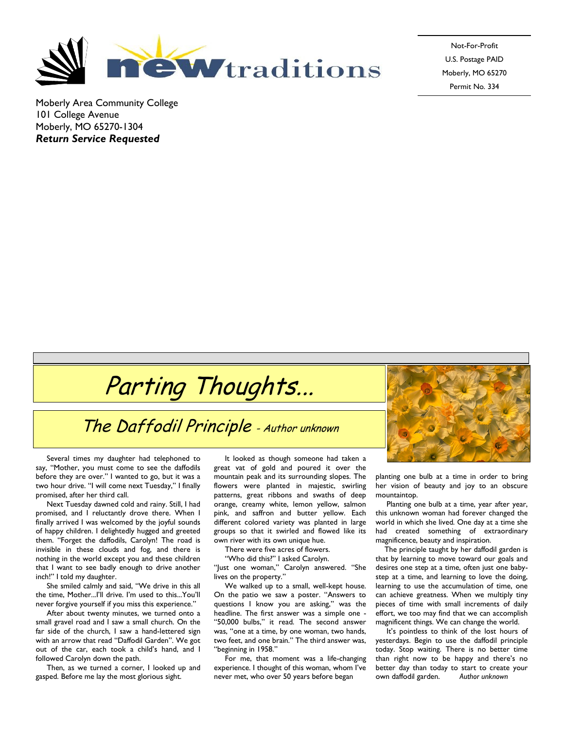newtraditions

Not-For-Profit
U.S. Postage PAID
Moberly, MO 65270
Permit No. 334

Moberly Area Community College
101 College Avenue
Moberly, MO 65270-1304
***Return Service Requested***

# Parting Thoughts...

## The Daffodil Principle - *Author unknown*

Several times my daughter had telephoned to say, "Mother, you must come to see the daffodils before they are over." I wanted to go, but it was a two hour drive. "I will come next Tuesday," I finally promised, after her third call.

Next Tuesday dawned cold and rainy. Still, I had promised, and I reluctantly drove there. When I finally arrived I was welcomed by the joyful sounds of happy children. I delightedly hugged and greeted them. "Forget the daffodils, Carolyn! The road is invisible in these clouds and fog, and there is nothing in the world except you and these children that I want to see badly enough to drive another inch!" I told my daughter.

She smiled calmly and said, "We drive in this all the time, Mother...I'll drive. I'm used to this...You'll never forgive yourself if you miss this experience."

After about twenty minutes, we turned onto a small gravel road and I saw a small church. On the far side of the church, I saw a hand-lettered sign with an arrow that read "Daffodil Garden". We got out of the car, each took a child's hand, and I followed Carolyn down the path.

Then, as we turned a corner, I looked up and gasped. Before me lay the most glorious sight.

It looked as though someone had taken a great vat of gold and poured it over the mountain peak and its surrounding slopes. The flowers were planted in majestic, swirling patterns, great ribbons and swaths of deep orange, creamy white, lemon yellow, salmon pink, and saffron and butter yellow. Each different colored variety was planted in large groups so that it swirled and flowed like its own river with its own unique hue.

There were five acres of flowers.

"Who did this?" I asked Carolyn.

"Just one woman," Carolyn answered. "She lives on the property."

We walked up to a small, well-kept house. On the patio we saw a poster. "Answers to questions I know you are asking," was the headline. The first answer was a simple one - "50,000 bulbs," it read. The second answer was, "one at a time, by one woman, two hands, two feet, and one brain." The third answer was, "beginning in 1958."

For me, that moment was a life-changing experience. I thought of this woman, whom I've never met, who over 50 years before began planting one bulb at a time in order to bring her vision of beauty and joy to an obscure mountaintop.

Planting one bulb at a time, year after year, this unknown woman had forever changed the world in which she lived. One day at a time she had created something of extraordinary magnificence, beauty and inspiration.

The principle taught by her daffodil garden is that by learning to move toward our goals and desires one step at a time, often just one baby-step at a time, and learning to love the doing, learning to use the accumulation of time, one can achieve greatness. When we multiply tiny pieces of time with small increments of daily effort, we too may find that we can accomplish magnificent things. We can change the world.

It's pointless to think of the lost hours of yesterdays. Begin to use the daffodil principle today. Stop waiting. There is no better time than right now to be happy and there's no better day than today to start to create your own daffodil garden. *Author unknown*